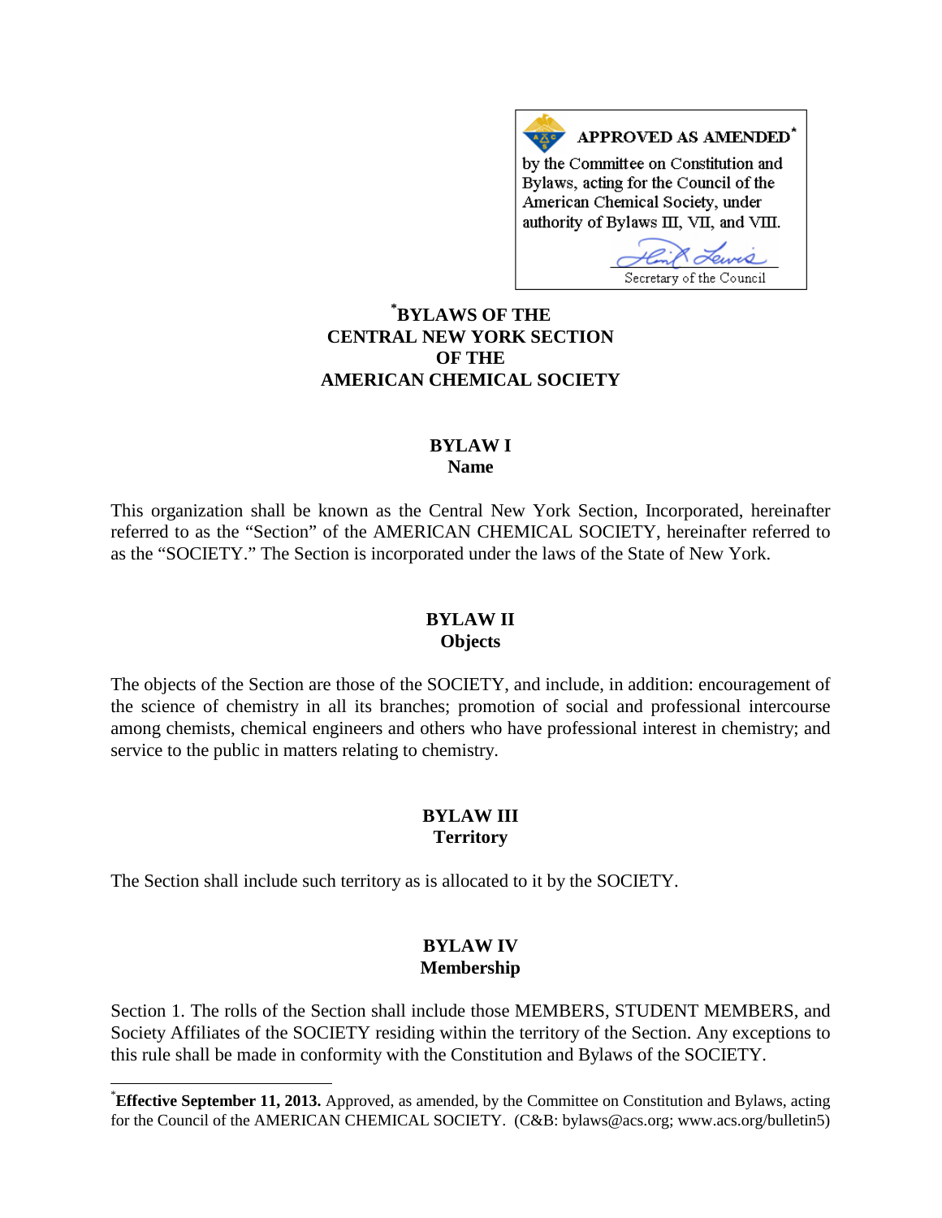APPROVED AS AMENDED[*]

by the Committee on Constitution and Bylaws, acting for the Council of the American Chemical Society, under authority of Bylaws III, VII, and VIII.

Secretary of the Council

# [*]BYLAWS OF THE CENTRAL NEW YORK SECTION OF THE AMERICAN CHEMICAL SOCIETY

## BYLAW I
## Name

This organization shall be known as the Central New York Section, Incorporated, hereinafter referred to as the "Section" of the AMERICAN CHEMICAL SOCIETY, hereinafter referred to as the "SOCIETY." The Section is incorporated under the laws of the State of New York.

## BYLAW II
## Objects

The objects of the Section are those of the SOCIETY, and include, in addition: encouragement of the science of chemistry in all its branches; promotion of social and professional intercourse among chemists, chemical engineers and others who have professional interest in chemistry; and service to the public in matters relating to chemistry.

## BYLAW III
## Territory

The Section shall include such territory as is allocated to it by the SOCIETY.

## BYLAW IV
## Membership

Section 1. The rolls of the Section shall include those MEMBERS, STUDENT MEMBERS, and Society Affiliates of the SOCIETY residing within the territory of the Section. Any exceptions to this rule shall be made in conformity with the Constitution and Bylaws of the SOCIETY.

---

[*]**Effective September 11, 2013.** Approved, as amended, by the Committee on Constitution and Bylaws, acting for the Council of the AMERICAN CHEMICAL SOCIETY. (C&B: bylaws@acs.org; www.acs.org/bulletin5)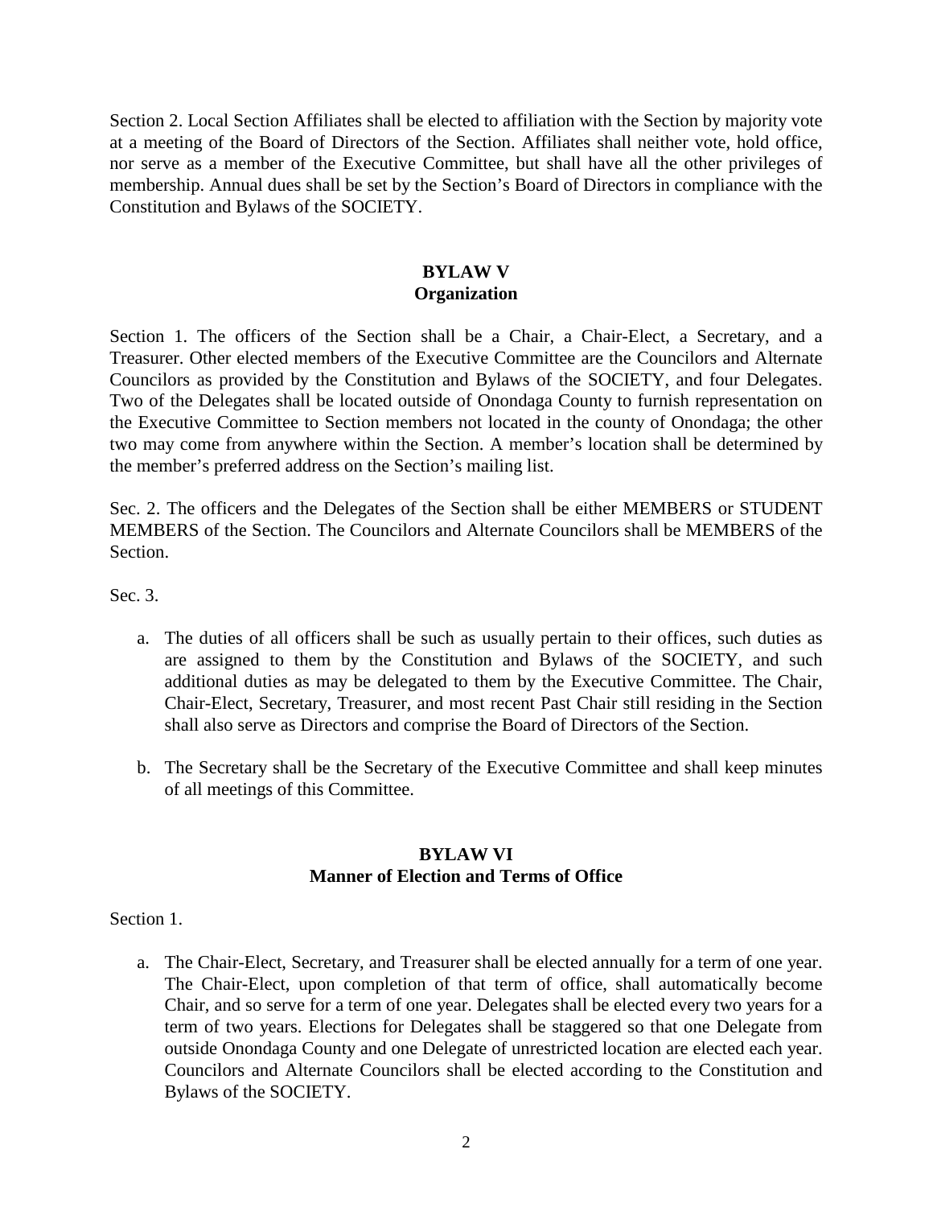Section 2. Local Section Affiliates shall be elected to affiliation with the Section by majority vote at a meeting of the Board of Directors of the Section. Affiliates shall neither vote, hold office, nor serve as a member of the Executive Committee, but shall have all the other privileges of membership. Annual dues shall be set by the Section's Board of Directors in compliance with the Constitution and Bylaws of the SOCIETY.

## BYLAW V
## Organization

Section 1. The officers of the Section shall be a Chair, a Chair-Elect, a Secretary, and a Treasurer. Other elected members of the Executive Committee are the Councilors and Alternate Councilors as provided by the Constitution and Bylaws of the SOCIETY, and four Delegates. Two of the Delegates shall be located outside of Onondaga County to furnish representation on the Executive Committee to Section members not located in the county of Onondaga; the other two may come from anywhere within the Section. A member's location shall be determined by the member's preferred address on the Section's mailing list.

Sec. 2. The officers and the Delegates of the Section shall be either MEMBERS or STUDENT MEMBERS of the Section. The Councilors and Alternate Councilors shall be MEMBERS of the Section.

Sec. 3.

a. The duties of all officers shall be such as usually pertain to their offices, such duties as are assigned to them by the Constitution and Bylaws of the SOCIETY, and such additional duties as may be delegated to them by the Executive Committee. The Chair, Chair-Elect, Secretary, Treasurer, and most recent Past Chair still residing in the Section shall also serve as Directors and comprise the Board of Directors of the Section.

b. The Secretary shall be the Secretary of the Executive Committee and shall keep minutes of all meetings of this Committee.

## BYLAW VI
## Manner of Election and Terms of Office

Section 1.

a. The Chair-Elect, Secretary, and Treasurer shall be elected annually for a term of one year. The Chair-Elect, upon completion of that term of office, shall automatically become Chair, and so serve for a term of one year. Delegates shall be elected every two years for a term of two years. Elections for Delegates shall be staggered so that one Delegate from outside Onondaga County and one Delegate of unrestricted location are elected each year. Councilors and Alternate Councilors shall be elected according to the Constitution and Bylaws of the SOCIETY.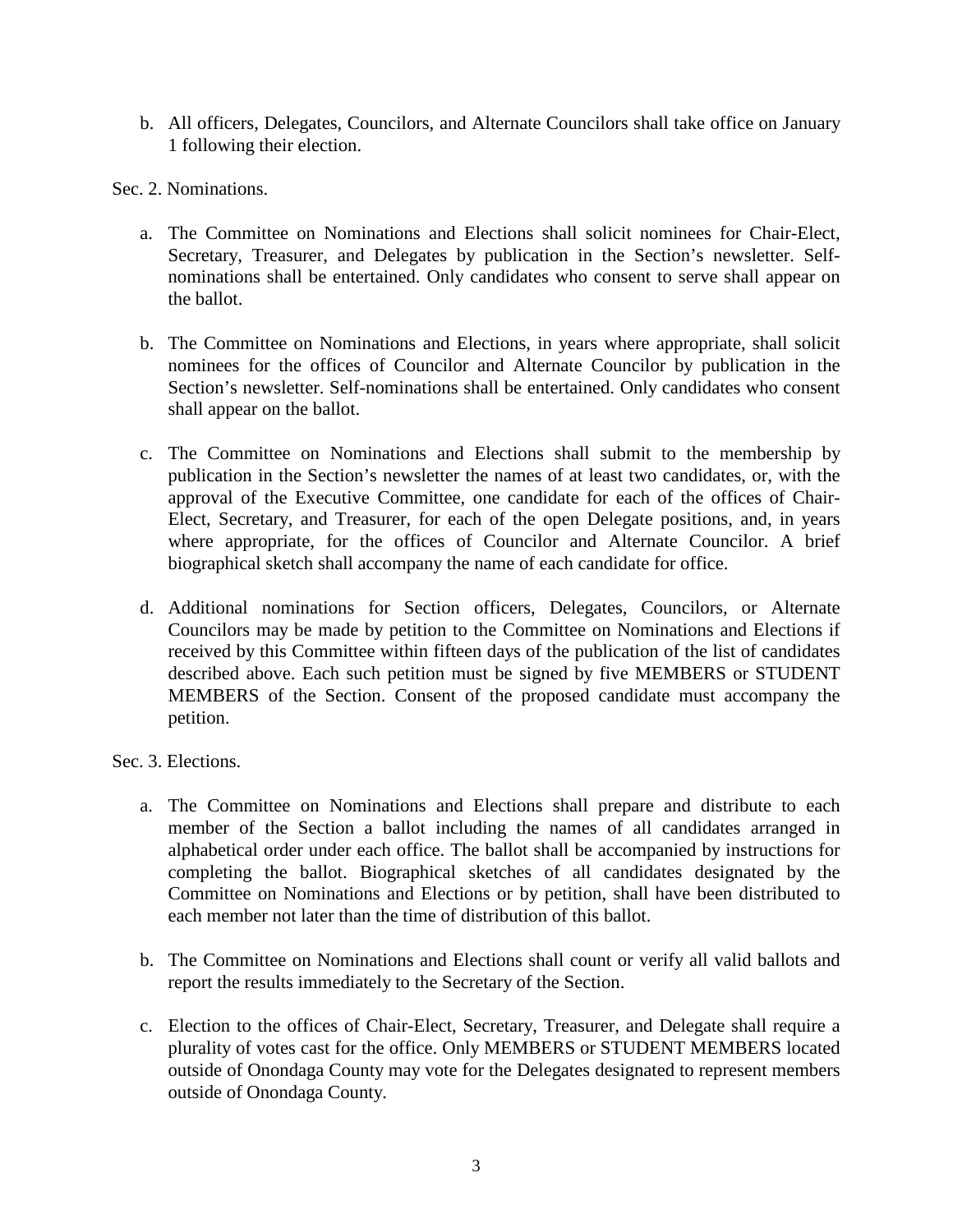b. All officers, Delegates, Councilors, and Alternate Councilors shall take office on January 1 following their election.

Sec. 2. Nominations.

a. The Committee on Nominations and Elections shall solicit nominees for Chair-Elect, Secretary, Treasurer, and Delegates by publication in the Section's newsletter. Self-nominations shall be entertained. Only candidates who consent to serve shall appear on the ballot.

b. The Committee on Nominations and Elections, in years where appropriate, shall solicit nominees for the offices of Councilor and Alternate Councilor by publication in the Section's newsletter. Self-nominations shall be entertained. Only candidates who consent shall appear on the ballot.

c. The Committee on Nominations and Elections shall submit to the membership by publication in the Section's newsletter the names of at least two candidates, or, with the approval of the Executive Committee, one candidate for each of the offices of Chair-Elect, Secretary, and Treasurer, for each of the open Delegate positions, and, in years where appropriate, for the offices of Councilor and Alternate Councilor. A brief biographical sketch shall accompany the name of each candidate for office.

d. Additional nominations for Section officers, Delegates, Councilors, or Alternate Councilors may be made by petition to the Committee on Nominations and Elections if received by this Committee within fifteen days of the publication of the list of candidates described above. Each such petition must be signed by five MEMBERS or STUDENT MEMBERS of the Section. Consent of the proposed candidate must accompany the petition.

Sec. 3. Elections.

a. The Committee on Nominations and Elections shall prepare and distribute to each member of the Section a ballot including the names of all candidates arranged in alphabetical order under each office. The ballot shall be accompanied by instructions for completing the ballot. Biographical sketches of all candidates designated by the Committee on Nominations and Elections or by petition, shall have been distributed to each member not later than the time of distribution of this ballot.

b. The Committee on Nominations and Elections shall count or verify all valid ballots and report the results immediately to the Secretary of the Section.

c. Election to the offices of Chair-Elect, Secretary, Treasurer, and Delegate shall require a plurality of votes cast for the office. Only MEMBERS or STUDENT MEMBERS located outside of Onondaga County may vote for the Delegates designated to represent members outside of Onondaga County.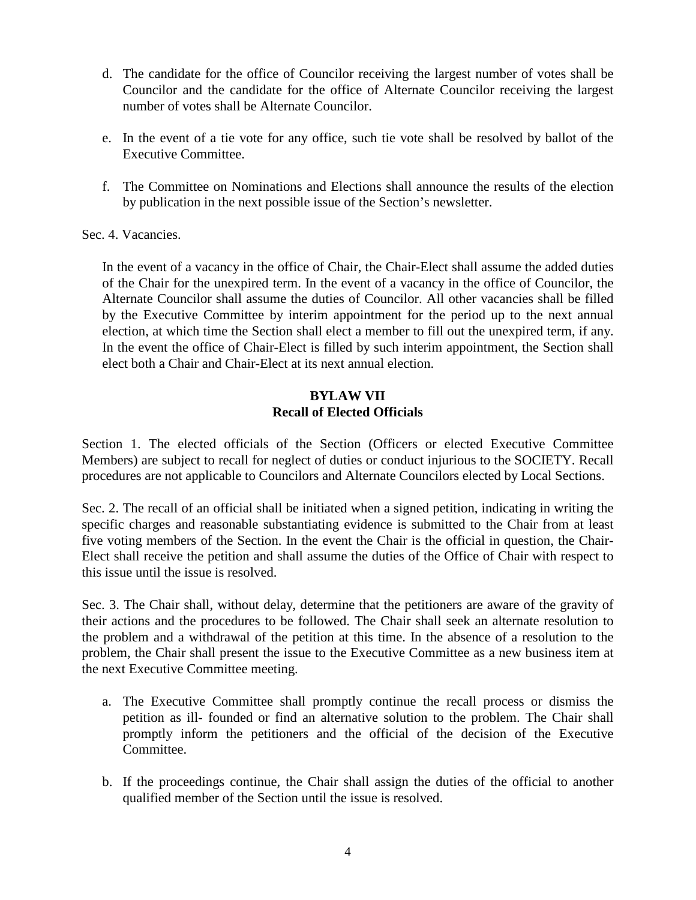d. The candidate for the office of Councilor receiving the largest number of votes shall be Councilor and the candidate for the office of Alternate Councilor receiving the largest number of votes shall be Alternate Councilor.

e. In the event of a tie vote for any office, such tie vote shall be resolved by ballot of the Executive Committee.

f. The Committee on Nominations and Elections shall announce the results of the election by publication in the next possible issue of the Section's newsletter.

Sec. 4. Vacancies.

In the event of a vacancy in the office of Chair, the Chair-Elect shall assume the added duties of the Chair for the unexpired term. In the event of a vacancy in the office of Councilor, the Alternate Councilor shall assume the duties of Councilor. All other vacancies shall be filled by the Executive Committee by interim appointment for the period up to the next annual election, at which time the Section shall elect a member to fill out the unexpired term, if any. In the event the office of Chair-Elect is filled by such interim appointment, the Section shall elect both a Chair and Chair-Elect at its next annual election.

## BYLAW VII
## Recall of Elected Officials

Section 1. The elected officials of the Section (Officers or elected Executive Committee Members) are subject to recall for neglect of duties or conduct injurious to the SOCIETY. Recall procedures are not applicable to Councilors and Alternate Councilors elected by Local Sections.

Sec. 2. The recall of an official shall be initiated when a signed petition, indicating in writing the specific charges and reasonable substantiating evidence is submitted to the Chair from at least five voting members of the Section. In the event the Chair is the official in question, the Chair-Elect shall receive the petition and shall assume the duties of the Office of Chair with respect to this issue until the issue is resolved.

Sec. 3. The Chair shall, without delay, determine that the petitioners are aware of the gravity of their actions and the procedures to be followed. The Chair shall seek an alternate resolution to the problem and a withdrawal of the petition at this time. In the absence of a resolution to the problem, the Chair shall present the issue to the Executive Committee as a new business item at the next Executive Committee meeting.

a. The Executive Committee shall promptly continue the recall process or dismiss the petition as ill- founded or find an alternative solution to the problem. The Chair shall promptly inform the petitioners and the official of the decision of the Executive Committee.

b. If the proceedings continue, the Chair shall assign the duties of the official to another qualified member of the Section until the issue is resolved.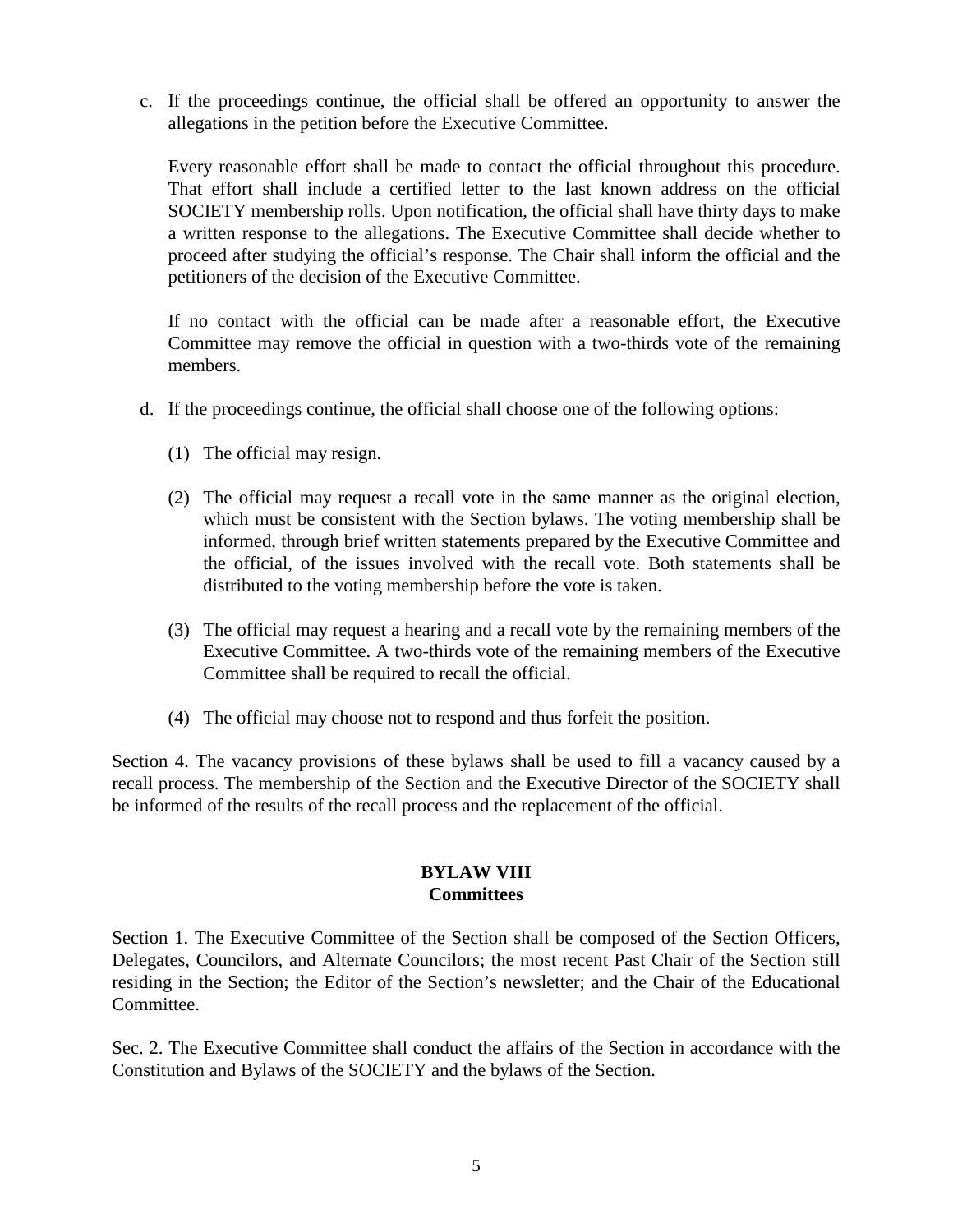c. If the proceedings continue, the official shall be offered an opportunity to answer the allegations in the petition before the Executive Committee.

   Every reasonable effort shall be made to contact the official throughout this procedure. That effort shall include a certified letter to the last known address on the official SOCIETY membership rolls. Upon notification, the official shall have thirty days to make a written response to the allegations. The Executive Committee shall decide whether to proceed after studying the official's response. The Chair shall inform the official and the petitioners of the decision of the Executive Committee.

   If no contact with the official can be made after a reasonable effort, the Executive Committee may remove the official in question with a two-thirds vote of the remaining members.

d. If the proceedings continue, the official shall choose one of the following options:

   (1) The official may resign.

   (2) The official may request a recall vote in the same manner as the original election, which must be consistent with the Section bylaws. The voting membership shall be informed, through brief written statements prepared by the Executive Committee and the official, of the issues involved with the recall vote. Both statements shall be distributed to the voting membership before the vote is taken.

   (3) The official may request a hearing and a recall vote by the remaining members of the Executive Committee. A two-thirds vote of the remaining members of the Executive Committee shall be required to recall the official.

   (4) The official may choose not to respond and thus forfeit the position.

Section 4. The vacancy provisions of these bylaws shall be used to fill a vacancy caused by a recall process. The membership of the Section and the Executive Director of the SOCIETY shall be informed of the results of the recall process and the replacement of the official.

## BYLAW VIII
## Committees

Section 1. The Executive Committee of the Section shall be composed of the Section Officers, Delegates, Councilors, and Alternate Councilors; the most recent Past Chair of the Section still residing in the Section; the Editor of the Section's newsletter; and the Chair of the Educational Committee.

Sec. 2. The Executive Committee shall conduct the affairs of the Section in accordance with the Constitution and Bylaws of the SOCIETY and the bylaws of the Section.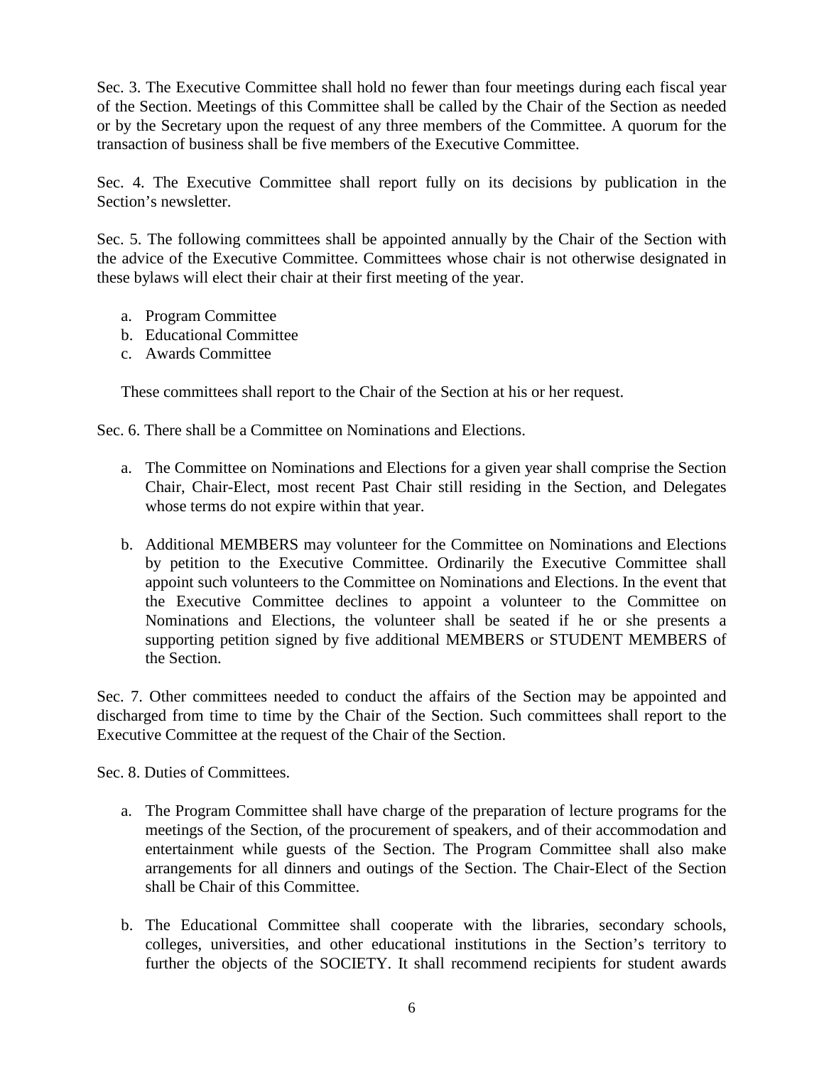Sec. 3. The Executive Committee shall hold no fewer than four meetings during each fiscal year of the Section. Meetings of this Committee shall be called by the Chair of the Section as needed or by the Secretary upon the request of any three members of the Committee. A quorum for the transaction of business shall be five members of the Executive Committee.

Sec. 4. The Executive Committee shall report fully on its decisions by publication in the Section's newsletter.

Sec. 5. The following committees shall be appointed annually by the Chair of the Section with the advice of the Executive Committee. Committees whose chair is not otherwise designated in these bylaws will elect their chair at their first meeting of the year.

a. Program Committee
b. Educational Committee
c. Awards Committee

These committees shall report to the Chair of the Section at his or her request.

Sec. 6. There shall be a Committee on Nominations and Elections.

a. The Committee on Nominations and Elections for a given year shall comprise the Section Chair, Chair-Elect, most recent Past Chair still residing in the Section, and Delegates whose terms do not expire within that year.

b. Additional MEMBERS may volunteer for the Committee on Nominations and Elections by petition to the Executive Committee. Ordinarily the Executive Committee shall appoint such volunteers to the Committee on Nominations and Elections. In the event that the Executive Committee declines to appoint a volunteer to the Committee on Nominations and Elections, the volunteer shall be seated if he or she presents a supporting petition signed by five additional MEMBERS or STUDENT MEMBERS of the Section.

Sec. 7. Other committees needed to conduct the affairs of the Section may be appointed and discharged from time to time by the Chair of the Section. Such committees shall report to the Executive Committee at the request of the Chair of the Section.

Sec. 8. Duties of Committees.

a. The Program Committee shall have charge of the preparation of lecture programs for the meetings of the Section, of the procurement of speakers, and of their accommodation and entertainment while guests of the Section. The Program Committee shall also make arrangements for all dinners and outings of the Section. The Chair-Elect of the Section shall be Chair of this Committee.

b. The Educational Committee shall cooperate with the libraries, secondary schools, colleges, universities, and other educational institutions in the Section's territory to further the objects of the SOCIETY. It shall recommend recipients for student awards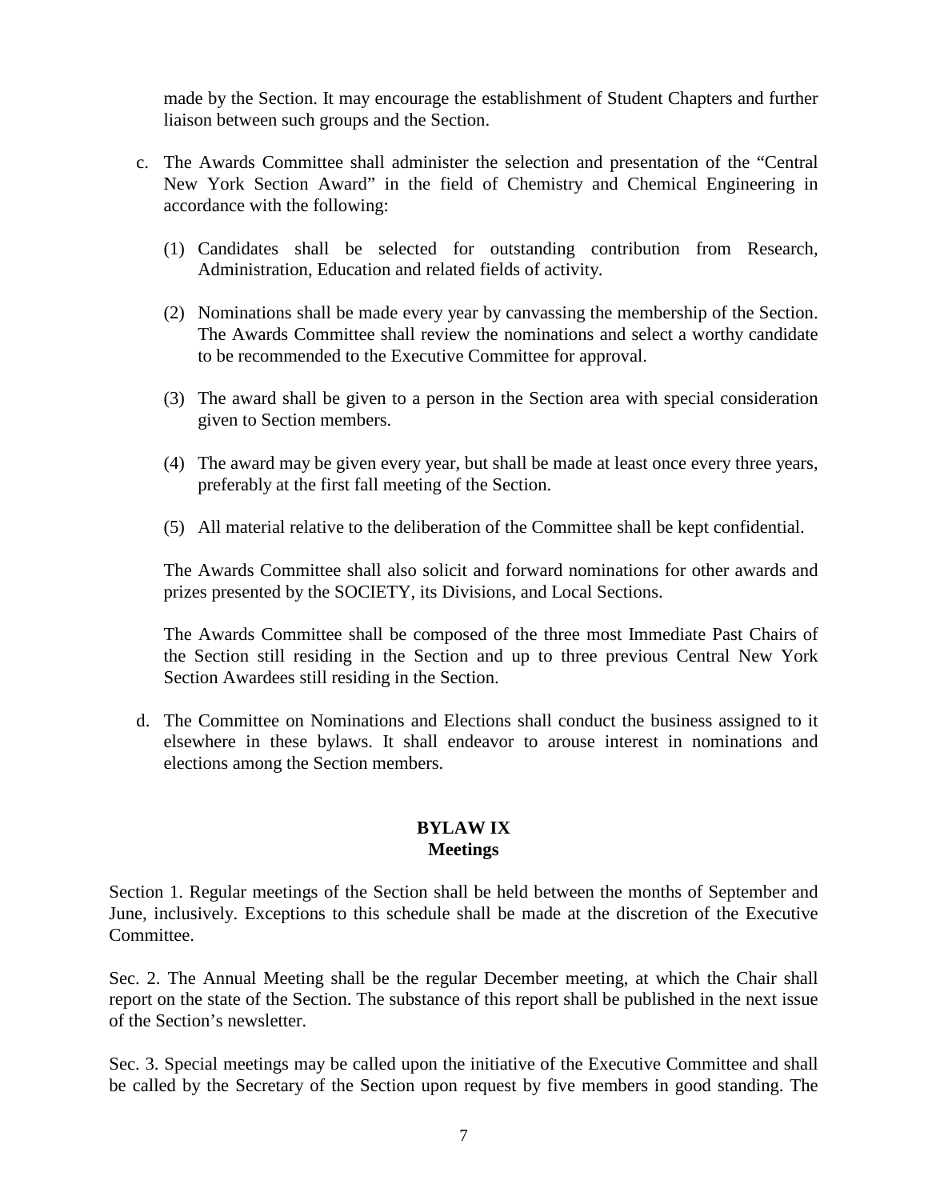made by the Section. It may encourage the establishment of Student Chapters and further liaison between such groups and the Section.

c. The Awards Committee shall administer the selection and presentation of the "Central New York Section Award" in the field of Chemistry and Chemical Engineering in accordance with the following:

   (1) Candidates shall be selected for outstanding contribution from Research, Administration, Education and related fields of activity.

   (2) Nominations shall be made every year by canvassing the membership of the Section. The Awards Committee shall review the nominations and select a worthy candidate to be recommended to the Executive Committee for approval.

   (3) The award shall be given to a person in the Section area with special consideration given to Section members.

   (4) The award may be given every year, but shall be made at least once every three years, preferably at the first fall meeting of the Section.

   (5) All material relative to the deliberation of the Committee shall be kept confidential.

   The Awards Committee shall also solicit and forward nominations for other awards and prizes presented by the SOCIETY, its Divisions, and Local Sections.

   The Awards Committee shall be composed of the three most Immediate Past Chairs of the Section still residing in the Section and up to three previous Central New York Section Awardees still residing in the Section.

d. The Committee on Nominations and Elections shall conduct the business assigned to it elsewhere in these bylaws. It shall endeavor to arouse interest in nominations and elections among the Section members.

## BYLAW IX
## Meetings

Section 1. Regular meetings of the Section shall be held between the months of September and June, inclusively. Exceptions to this schedule shall be made at the discretion of the Executive Committee.

Sec. 2. The Annual Meeting shall be the regular December meeting, at which the Chair shall report on the state of the Section. The substance of this report shall be published in the next issue of the Section's newsletter.

Sec. 3. Special meetings may be called upon the initiative of the Executive Committee and shall be called by the Secretary of the Section upon request by five members in good standing. The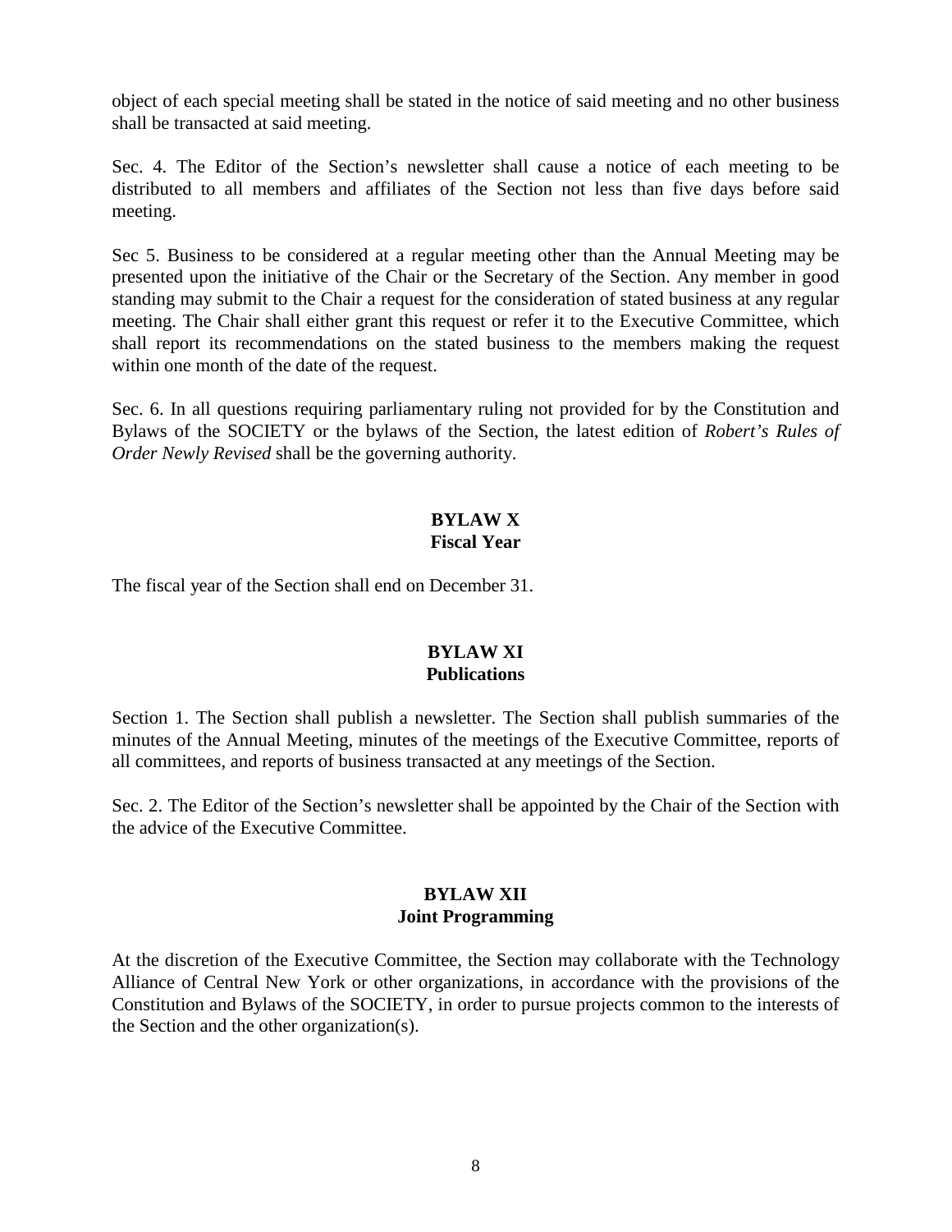object of each special meeting shall be stated in the notice of said meeting and no other business shall be transacted at said meeting.

Sec. 4. The Editor of the Section's newsletter shall cause a notice of each meeting to be distributed to all members and affiliates of the Section not less than five days before said meeting.

Sec 5. Business to be considered at a regular meeting other than the Annual Meeting may be presented upon the initiative of the Chair or the Secretary of the Section. Any member in good standing may submit to the Chair a request for the consideration of stated business at any regular meeting. The Chair shall either grant this request or refer it to the Executive Committee, which shall report its recommendations on the stated business to the members making the request within one month of the date of the request.

Sec. 6. In all questions requiring parliamentary ruling not provided for by the Constitution and Bylaws of the SOCIETY or the bylaws of the Section, the latest edition of *Robert's Rules of Order Newly Revised* shall be the governing authority.

## BYLAW X
## Fiscal Year

The fiscal year of the Section shall end on December 31.

## BYLAW XI
## Publications

Section 1. The Section shall publish a newsletter. The Section shall publish summaries of the minutes of the Annual Meeting, minutes of the meetings of the Executive Committee, reports of all committees, and reports of business transacted at any meetings of the Section.

Sec. 2. The Editor of the Section's newsletter shall be appointed by the Chair of the Section with the advice of the Executive Committee.

## BYLAW XII
## Joint Programming

At the discretion of the Executive Committee, the Section may collaborate with the Technology Alliance of Central New York or other organizations, in accordance with the provisions of the Constitution and Bylaws of the SOCIETY, in order to pursue projects common to the interests of the Section and the other organization(s).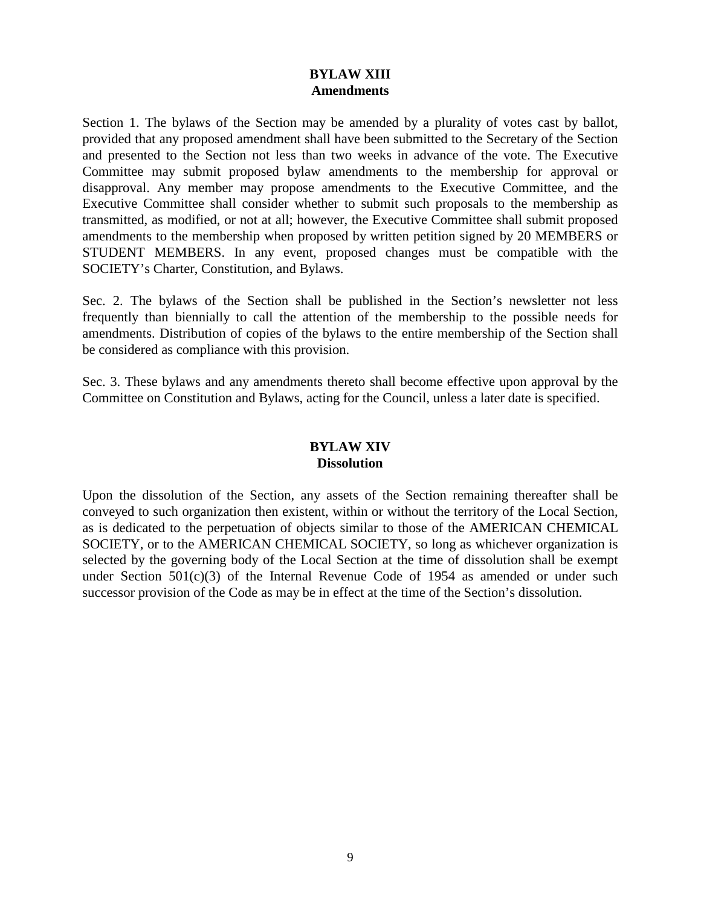**BYLAW XIII**
**Amendments**

Section 1. The bylaws of the Section may be amended by a plurality of votes cast by ballot, provided that any proposed amendment shall have been submitted to the Secretary of the Section and presented to the Section not less than two weeks in advance of the vote. The Executive Committee may submit proposed bylaw amendments to the membership for approval or disapproval. Any member may propose amendments to the Executive Committee, and the Executive Committee shall consider whether to submit such proposals to the membership as transmitted, as modified, or not at all; however, the Executive Committee shall submit proposed amendments to the membership when proposed by written petition signed by 20 MEMBERS or STUDENT MEMBERS. In any event, proposed changes must be compatible with the SOCIETY's Charter, Constitution, and Bylaws.

Sec. 2. The bylaws of the Section shall be published in the Section's newsletter not less frequently than biennially to call the attention of the membership to the possible needs for amendments. Distribution of copies of the bylaws to the entire membership of the Section shall be considered as compliance with this provision.

Sec. 3. These bylaws and any amendments thereto shall become effective upon approval by the Committee on Constitution and Bylaws, acting for the Council, unless a later date is specified.

**BYLAW XIV**
**Dissolution**

Upon the dissolution of the Section, any assets of the Section remaining thereafter shall be conveyed to such organization then existent, within or without the territory of the Local Section, as is dedicated to the perpetuation of objects similar to those of the AMERICAN CHEMICAL SOCIETY, or to the AMERICAN CHEMICAL SOCIETY, so long as whichever organization is selected by the governing body of the Local Section at the time of dissolution shall be exempt under Section 501(c)(3) of the Internal Revenue Code of 1954 as amended or under such successor provision of the Code as may be in effect at the time of the Section's dissolution.